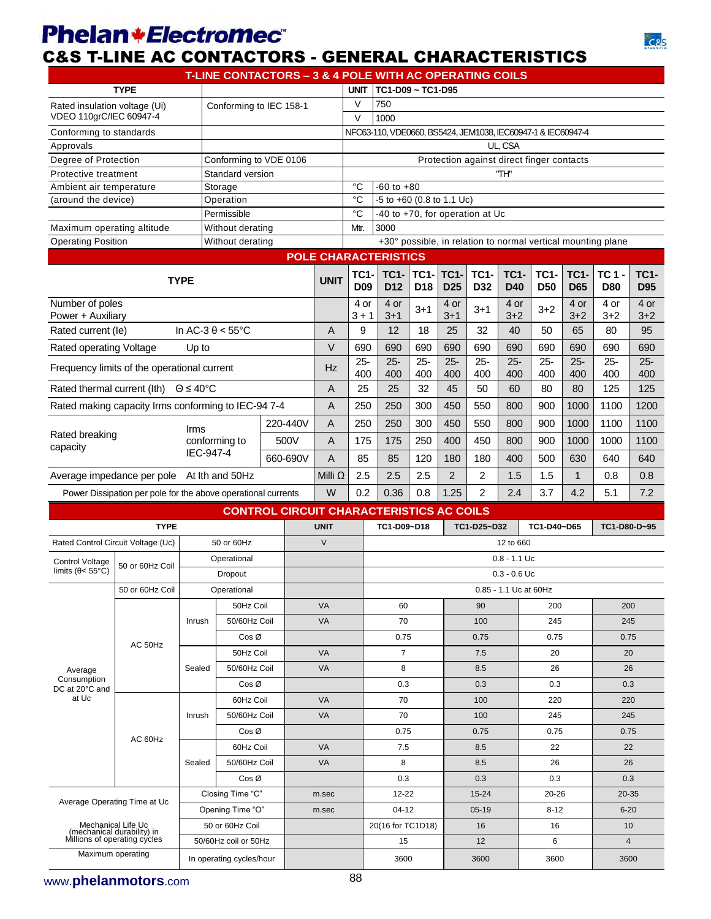# Phelan Electromec

## C&S T-LINE AC CONTACTORS - GENERAL CHARACTERISTICS

### T-LINE CONTACTORS – 3 & 4 POLE WITH AC OPERATING COILS

| TYPE | | UNIT | TC1-D09 ~ TC1-D95 |
|---|---|---|---|
| Rated insulation voltage (Ui) | Conforming to IEC 158-1 | V | 750 |
| VDEO 110grC/IEC 60947-4 | | V | 1000 |
| Conforming to standards | | | NFC63-110, VDE0660, BS5424, JEM1038, IEC60947-1 & IEC60947-4 |
| Approvals | | | UL, CSA |
| Degree of Protection | Conforming to VDE 0106 | | Protection against direct finger contacts |
| Protective treatment | Standard version | | "TH" |
| Ambient air temperature | Storage | °C | -60 to +80 |
| (around the device) | Operation | °C | -5 to +60 (0.8 to 1.1 Uc) |
| | Permissible | °C | -40 to +70, for operation at Uc |
| Maximum operating altitude | Without derating | Mtr. | 3000 |
| Operating Position | Without derating | | +30° possible, in relation to normal vertical mounting plane |

### POLE CHARACTERISTICS

| TYPE | | | UNIT | TC1-D09 | TC1-D12 | TC1-D18 | TC1-D25 | TC1-D32 | TC1-D40 | TC1-D50 | TC1-D65 | TC1-D80 | TC1-D95 |
|---|---|---|---|---|---|---|---|---|---|---|---|---|---|
| Number of poles Power + Auxiliary | | | | 4 or 3 + 1 | 4 or 3+1 | 3+1 | 4 or 3+1 | 3+1 | 4 or 3+2 | 3+2 | 4 or 3+2 | 4 or 3+2 | 4 or 3+2 |
| Rated current (Ie) | In AC-3 θ < 55°C | | A | 9 | 12 | 18 | 25 | 32 | 40 | 50 | 65 | 80 | 95 |
| Rated operating Voltage | Up to | | V | 690 | 690 | 690 | 690 | 690 | 690 | 690 | 690 | 690 | 690 |
| Frequency limits of the operational current | | | Hz | 25-400 | 25-400 | 25-400 | 25-400 | 25-400 | 25-400 | 25-400 | 25-400 | 25-400 | 25-400 |
| Rated thermal current (Ith) | Θ ≤ 40°C | | A | 25 | 25 | 32 | 45 | 50 | 60 | 80 | 80 | 125 | 125 |
| Rated making capacity Irms conforming to IEC-94 7-4 | | | A | 250 | 250 | 300 | 450 | 550 | 800 | 900 | 1000 | 1100 | 1200 |
| Rated breaking capacity | Irms conforming to IEC-947-4 | 220-440V | A | 250 | 250 | 300 | 450 | 550 | 800 | 900 | 1000 | 1100 | 1100 |
| | | 500V | A | 175 | 175 | 250 | 400 | 450 | 800 | 900 | 1000 | 1000 | 1100 |
| | | 660-690V | A | 85 | 85 | 120 | 180 | 180 | 400 | 500 | 630 | 640 | 640 |
| Average impedance per pole | At Ith and 50Hz | | Milli Ω | 2.5 | 2.5 | 2.5 | 2 | 2 | 1.5 | 1.5 | 1 | 0.8 | 0.8 |
| Power Dissipation per pole for the above operational currents | | | W | 0.2 | 0.36 | 0.8 | 1.25 | 2 | 2.4 | 3.7 | 4.2 | 5.1 | 7.2 |

### CONTROL CIRCUIT CHARACTERISTICS AC COILS

| TYPE | | | | UNIT | TC1-D09~D18 | TC1-D25~D32 | TC1-D40~D65 | TC1-D80-D~95 |
|---|---|---|---|---|---|---|---|---|
| Rated Control Circuit Voltage (Uc) | | 50 or 60Hz | | V | 12 to 660 | | | |
| Control Voltage limits (θ< 55°C) | 50 or 60Hz Coil | Operational | | | 0.8 - 1.1 Uc | | | |
| | | Dropout | | | 0.3 - 0.6 Uc | | | |
| | 50 or 60Hz Coil | Operational | | | 0.85 - 1.1 Uc at 60Hz | | | |
| Average Consumption DC at 20°C and at Uc | AC 50Hz | Inrush | 50Hz Coil | VA | 60 | 90 | 200 | 200 |
| | | | 50/60Hz Coil | VA | 70 | 100 | 245 | 245 |
| | | | Cos Ø | | 0.75 | 0.75 | 0.75 | 0.75 |
| | | Sealed | 50Hz Coil | VA | 7 | 7.5 | 20 | 20 |
| | | | 50/60Hz Coil | VA | 8 | 8.5 | 26 | 26 |
| | | | Cos Ø | | 0.3 | 0.3 | 0.3 | 0.3 |
| | AC 60Hz | Inrush | 60Hz Coil | VA | 70 | 100 | 220 | 220 |
| | | | 50/60Hz Coil | VA | 70 | 100 | 245 | 245 |
| | | | Cos Ø | | 0.75 | 0.75 | 0.75 | 0.75 |
| | | Sealed | 60Hz Coil | VA | 7.5 | 8.5 | 22 | 22 |
| | | | 50/60Hz Coil | VA | 8 | 8.5 | 26 | 26 |
| | | | Cos Ø | | 0.3 | 0.3 | 0.3 | 0.3 |
| Average Operating Time at Uc | | Closing Time "C" | | m.sec | 12-22 | 15-24 | 20-26 | 20-35 |
| | | Opening Time "O" | | m.sec | 04-12 | 05-19 | 8-12 | 6-20 |
| Mechanical Life Uc (mechanical durability) in Millions of operating cycles | | 50 or 60Hz Coil | | | 20(16 for TC1D18) | 16 | 16 | 10 |
| | | 50/60Hz coil or 50Hz | | | 15 | 12 | 6 | 4 |
| Maximum operating | | In operating cycles/hour | | | 3600 | 3600 | 3600 | 3600 |

www.phelanmotors.com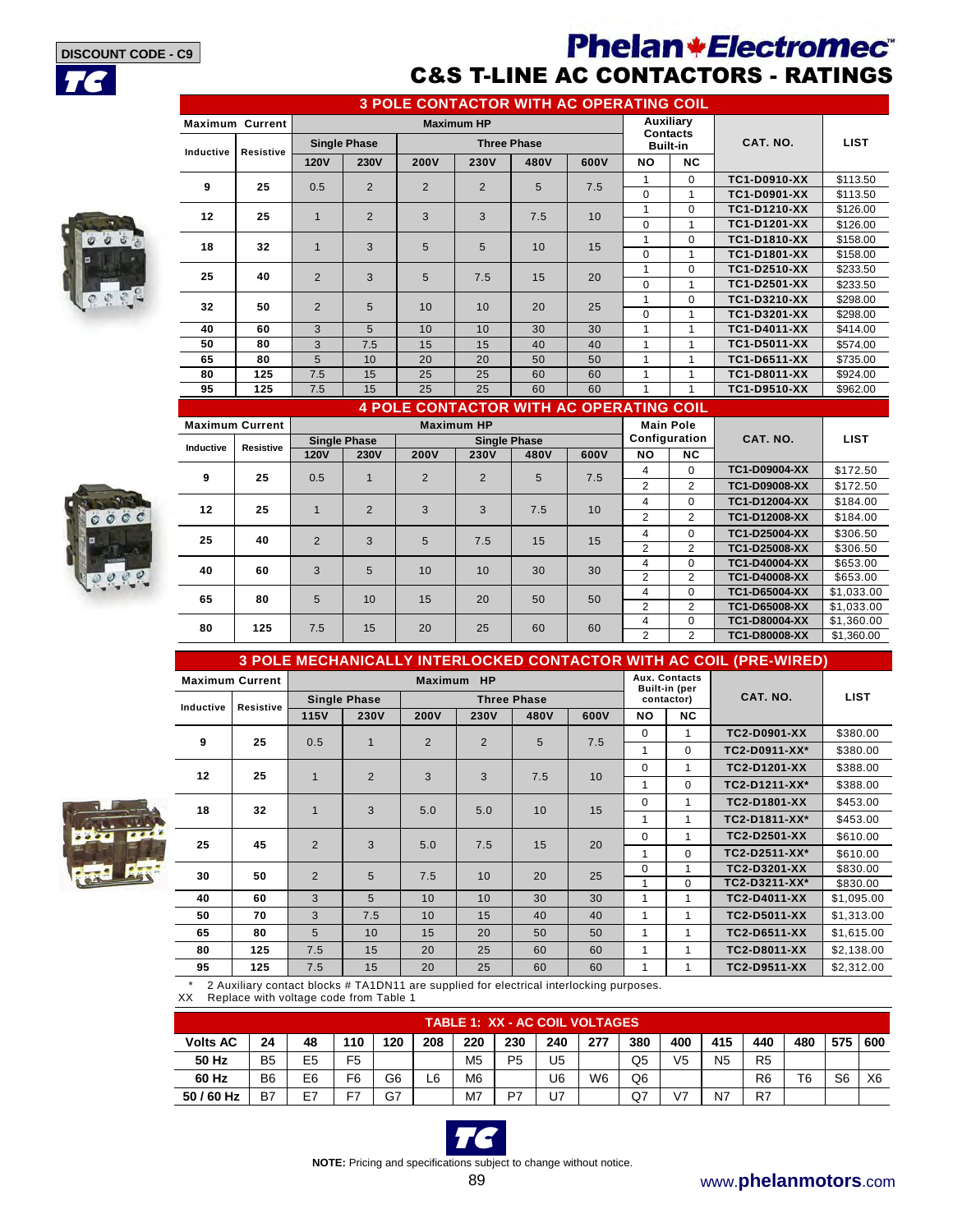DISCOUNT CODE - C9

# Phelan Electromec

## C&S T-LINE AC CONTACTORS - RATINGS

### 3 POLE CONTACTOR WITH AC OPERATING COIL

| Maximum Current | | Maximum HP | | | | | | Auxiliary Contacts Built-in | | CAT. NO. | LIST |
|---|---|---|---|---|---|---|---|---|---|---|---|
| Inductive | Resistive | Single Phase | | Three Phase | | | | | | | |
| | | 120V | 230V | 200V | 230V | 480V | 600V | NO | NC | | |
| 9 | 25 | 0.5 | 2 | 2 | 2 | 5 | 7.5 | 1 | 0 | TC1-D0910-XX | $113.50 |
| | | | | | | | | 0 | 1 | TC1-D0901-XX | $113.50 |
| 12 | 25 | 1 | 2 | 3 | 3 | 7.5 | 10 | 1 | 0 | TC1-D1210-XX | $126.00 |
| | | | | | | | | 0 | 1 | TC1-D1201-XX | $126.00 |
| 18 | 32 | 1 | 3 | 5 | 5 | 10 | 15 | 1 | 0 | TC1-D1810-XX | $158.00 |
| | | | | | | | | 0 | 1 | TC1-D1801-XX | $158.00 |
| 25 | 40 | 2 | 3 | 5 | 7.5 | 15 | 20 | 1 | 0 | TC1-D2510-XX | $233.50 |
| | | | | | | | | 0 | 1 | TC1-D2501-XX | $233.50 |
| 32 | 50 | 2 | 5 | 10 | 10 | 20 | 25 | 1 | 0 | TC1-D3210-XX | $298.00 |
| | | | | | | | | 0 | 1 | TC1-D3201-XX | $298.00 |
| 40 | 60 | 3 | 5 | 10 | 10 | 30 | 30 | 1 | 1 | TC1-D4011-XX | $414.00 |
| 50 | 80 | 3 | 7.5 | 15 | 15 | 40 | 40 | 1 | 1 | TC1-D5011-XX | $574.00 |
| 65 | 80 | 5 | 10 | 20 | 20 | 50 | 50 | 1 | 1 | TC1-D6511-XX | $735.00 |
| 80 | 125 | 7.5 | 15 | 25 | 25 | 60 | 60 | 1 | 1 | TC1-D8011-XX | $924.00 |
| 95 | 125 | 7.5 | 15 | 25 | 25 | 60 | 60 | 1 | 1 | TC1-D9510-XX | $962.00 |

### 4 POLE CONTACTOR WITH AC OPERATING COIL

| Maximum Current | | Maximum HP | | | | | | Main Pole Configuration | | CAT. NO. | LIST |
|---|---|---|---|---|---|---|---|---|---|---|---|
| Inductive | Resistive | Single Phase | | Single Phase | | | | | | | |
| | | 120V | 230V | 200V | 230V | 480V | 600V | NO | NC | | |
| 9 | 25 | 0.5 | 1 | 2 | 2 | 5 | 7.5 | 4 | 0 | TC1-D09004-XX | $172.50 |
| | | | | | | | | 2 | 2 | TC1-D09008-XX | $172.50 |
| 12 | 25 | 1 | 2 | 3 | 3 | 7.5 | 10 | 4 | 0 | TC1-D12004-XX | $184.00 |
| | | | | | | | | 2 | 2 | TC1-D12008-XX | $184.00 |
| 25 | 40 | 2 | 3 | 5 | 7.5 | 15 | 15 | 4 | 0 | TC1-D25004-XX | $306.50 |
| | | | | | | | | 2 | 2 | TC1-D25008-XX | $306.50 |
| 40 | 60 | 3 | 5 | 10 | 10 | 30 | 30 | 4 | 0 | TC1-D40004-XX | $653.00 |
| | | | | | | | | 2 | 2 | TC1-D40008-XX | $653.00 |
| 65 | 80 | 5 | 10 | 15 | 20 | 50 | 50 | 4 | 0 | TC1-D65004-XX | $1,033.00 |
| | | | | | | | | 2 | 2 | TC1-D65008-XX | $1,033.00 |
| 80 | 125 | 7.5 | 15 | 20 | 25 | 60 | 60 | 4 | 0 | TC1-D80004-XX | $1,360.00 |
| | | | | | | | | 2 | 2 | TC1-D80008-XX | $1,360.00 |

### 3 POLE MECHANICALLY INTERLOCKED CONTACTOR WITH AC COIL (PRE-WIRED)

| Maximum Current | | Maximum HP | | | | | | Aux. Contacts Built-in (per contactor) | | CAT. NO. | LIST |
|---|---|---|---|---|---|---|---|---|---|---|---|
| Inductive | Resistive | Single Phase | | Three Phase | | | | | | | |
| | | 115V | 230V | 200V | 230V | 480V | 600V | NO | NC | | |
| 9 | 25 | 0.5 | 1 | 2 | 2 | 5 | 7.5 | 0 | 1 | TC2-D0901-XX | $380.00 |
| | | | | | | | | 1 | 0 | TC2-D0911-XX* | $380.00 |
| 12 | 25 | 1 | 2 | 3 | 3 | 7.5 | 10 | 0 | 1 | TC2-D1201-XX | $388.00 |
| | | | | | | | | 1 | 0 | TC2-D1211-XX* | $388.00 |
| 18 | 32 | 1 | 3 | 5.0 | 5.0 | 10 | 15 | 0 | 1 | TC2-D1801-XX | $453.00 |
| | | | | | | | | 1 | 1 | TC2-D1811-XX* | $453.00 |
| 25 | 45 | 2 | 3 | 5.0 | 7.5 | 15 | 20 | 0 | 1 | TC2-D2501-XX | $610.00 |
| | | | | | | | | 1 | 0 | TC2-D2511-XX* | $610.00 |
| 30 | 50 | 2 | 5 | 7.5 | 10 | 20 | 25 | 0 | 1 | TC2-D3201-XX | $830.00 |
| | | | | | | | | 1 | 0 | TC2-D3211-XX* | $830.00 |
| 40 | 60 | 3 | 5 | 10 | 10 | 30 | 30 | 1 | 1 | TC2-D4011-XX | $1,095.00 |
| 50 | 70 | 3 | 7.5 | 10 | 15 | 40 | 40 | 1 | 1 | TC2-D5011-XX | $1,313.00 |
| 65 | 80 | 5 | 10 | 15 | 20 | 50 | 50 | 1 | 1 | TC2-D6511-XX | $1,615.00 |
| 80 | 125 | 7.5 | 15 | 20 | 25 | 60 | 60 | 1 | 1 | TC2-D8011-XX | $2,138.00 |
| 95 | 125 | 7.5 | 15 | 20 | 25 | 60 | 60 | 1 | 1 | TC2-D9511-XX | $2,312.00 |

\* 2 Auxiliary contact blocks # TA1DN11 are supplied for electrical interlocking purposes.
XX Replace with voltage code from Table 1

### TABLE 1: XX - AC COIL VOLTAGES

| Volts AC | 24 | 48 | 110 | 120 | 208 | 220 | 230 | 240 | 277 | 380 | 400 | 415 | 440 | 480 | 575 | 600 |
|---|---|---|---|---|---|---|---|---|---|---|---|---|---|---|---|---|
| 50 Hz | B5 | E5 | F5 | | | M5 | P5 | U5 | | Q5 | V5 | N5 | R5 | | | |
| 60 Hz | B6 | E6 | F6 | G6 | L6 | M6 | | U6 | W6 | Q6 | | | R6 | T6 | S6 | X6 |
| 50 / 60 Hz | B7 | E7 | F7 | G7 | | M7 | P7 | U7 | | Q7 | V7 | N7 | R7 | | | |

**NOTE:** Pricing and specifications subject to change without notice.

www.phelanmotors.com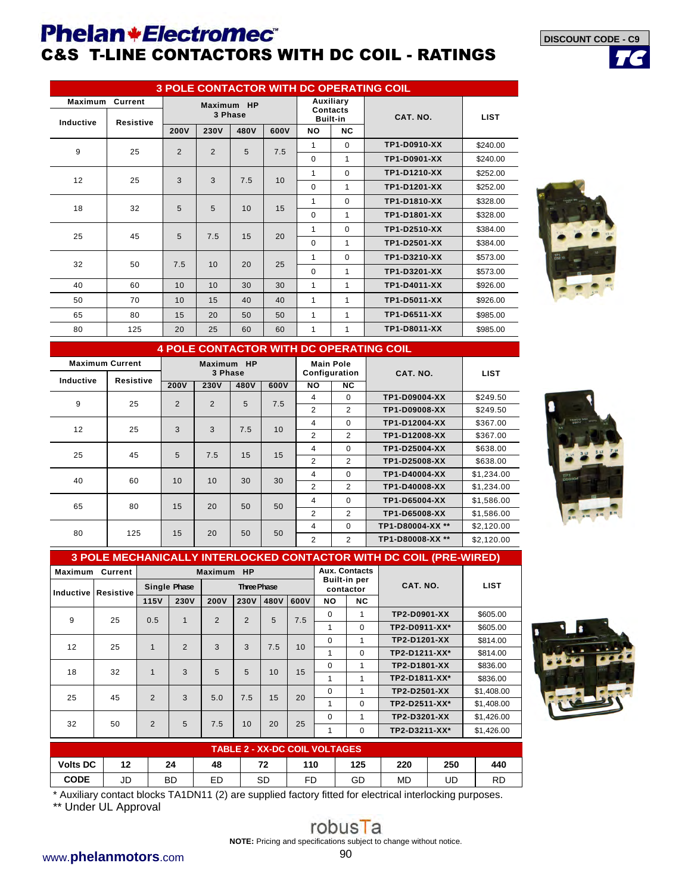# Phelan Electromec

## C&S T-LINE CONTACTORS WITH DC COIL - RATINGS

DISCOUNT CODE - C9

### 3 POLE CONTACTOR WITH DC OPERATING COIL

| Maximum Current | | Maximum HP 3 Phase | | | | Auxiliary Contacts Built-in | | CAT. NO. | LIST |
|---|---|---|---|---|---|---|---|---|---|
| Inductive | Resistive | 200V | 230V | 480V | 600V | NO | NC | | |
| 9 | 25 | 2 | 2 | 5 | 7.5 | 1 | 0 | TP1-D0910-XX | $240.00 |
| | | | | | | 0 | 1 | TP1-D0901-XX | $240.00 |
| 12 | 25 | 3 | 3 | 7.5 | 10 | 1 | 0 | TP1-D1210-XX | $252.00 |
| | | | | | | 0 | 1 | TP1-D1201-XX | $252.00 |
| 18 | 32 | 5 | 5 | 10 | 15 | 1 | 0 | TP1-D1810-XX | $328.00 |
| | | | | | | 0 | 1 | TP1-D1801-XX | $328.00 |
| 25 | 45 | 5 | 7.5 | 15 | 20 | 1 | 0 | TP1-D2510-XX | $384.00 |
| | | | | | | 0 | 1 | TP1-D2501-XX | $384.00 |
| 32 | 50 | 7.5 | 10 | 20 | 25 | 1 | 0 | TP1-D3210-XX | $573.00 |
| | | | | | | 0 | 1 | TP1-D3201-XX | $573.00 |
| 40 | 60 | 10 | 10 | 30 | 30 | 1 | 1 | TP1-D4011-XX | $926.00 |
| 50 | 70 | 10 | 15 | 40 | 40 | 1 | 1 | TP1-D5011-XX | $926.00 |
| 65 | 80 | 15 | 20 | 50 | 50 | 1 | 1 | TP1-D6511-XX | $985.00 |
| 80 | 125 | 20 | 25 | 60 | 60 | 1 | 1 | TP1-D8011-XX | $985.00 |

### 4 POLE CONTACTOR WITH DC OPERATING COIL

| Maximum Current | | Maximum HP 3 Phase | | | | Main Pole Configuration | | CAT. NO. | LIST |
|---|---|---|---|---|---|---|---|---|---|
| Inductive | Resistive | 200V | 230V | 480V | 600V | NO | NC | | |
| 9 | 25 | 2 | 2 | 5 | 7.5 | 4 | 0 | TP1-D09004-XX | $249.50 |
| | | | | | | 2 | 2 | TP1-D09008-XX | $249.50 |
| 12 | 25 | 3 | 3 | 7.5 | 10 | 4 | 0 | TP1-D12004-XX | $367.00 |
| | | | | | | 2 | 2 | TP1-D12008-XX | $367.00 |
| 25 | 45 | 5 | 7.5 | 15 | 15 | 4 | 0 | TP1-D25004-XX | $638.00 |
| | | | | | | 2 | 2 | TP1-D25008-XX | $638.00 |
| 40 | 60 | 10 | 10 | 30 | 30 | 4 | 0 | TP1-D40004-XX | $1,234.00 |
| | | | | | | 2 | 2 | TP1-D40008-XX | $1,234.00 |
| 65 | 80 | 15 | 20 | 50 | 50 | 4 | 0 | TP1-D65004-XX | $1,586.00 |
| | | | | | | 2 | 2 | TP1-D65008-XX | $1,586.00 |
| 80 | 125 | 15 | 20 | 50 | 50 | 4 | 0 | TP1-D80004-XX ** | $2,120.00 |
| | | | | | | 2 | 2 | TP1-D80008-XX ** | $2,120.00 |

### 3 POLE MECHANICALLY INTERLOCKED CONTACTOR WITH DC COIL (PRE-WIRED)

| Maximum Current | | Maximum HP | | | | | | Aux. Contacts Built-in per contactor | | CAT. NO. | LIST |
|---|---|---|---|---|---|---|---|---|---|---|---|
| | | Single Phase | | Three Phase | | | | | | | |
| Inductive | Resistive | 115V | 230V | 200V | 230V | 480V | 600V | NO | NC | | |
| 9 | 25 | 0.5 | 1 | 2 | 2 | 5 | 7.5 | 0 | 1 | TP2-D0901-XX | $605.00 |
| | | | | | | | | 1 | 0 | TP2-D0911-XX* | $605.00 |
| 12 | 25 | 1 | 2 | 3 | 3 | 7.5 | 10 | 0 | 1 | TP2-D1201-XX | $814.00 |
| | | | | | | | | 1 | 0 | TP2-D1211-XX* | $814.00 |
| 18 | 32 | 1 | 3 | 5 | 5 | 10 | 15 | 0 | 1 | TP2-D1801-XX | $836.00 |
| | | | | | | | | 1 | 1 | TP2-D1811-XX* | $836.00 |
| 25 | 45 | 2 | 3 | 5.0 | 7.5 | 15 | 20 | 0 | 1 | TP2-D2501-XX | $1,408.00 |
| | | | | | | | | 1 | 0 | TP2-D2511-XX* | $1,408.00 |
| 32 | 50 | 2 | 5 | 7.5 | 10 | 20 | 25 | 0 | 1 | TP2-D3201-XX | $1,426.00 |
| | | | | | | | | 1 | 0 | TP2-D3211-XX* | $1,426.00 |

### TABLE 2 - XX-DC COIL VOLTAGES

| Volts DC | 12 | 24 | 48 | 72 | 110 | 125 | 220 | 250 | 440 |
|---|---|---|---|---|---|---|---|---|---|
| CODE | JD | BD | ED | SD | FD | GD | MD | UD | RD |

\* Auxiliary contact blocks TA1DN11 (2) are supplied factory fitted for electrical interlocking purposes.

** Under UL Approval

robusTa

**NOTE:** Pricing and specifications subject to change without notice.

www.phelanmotors.com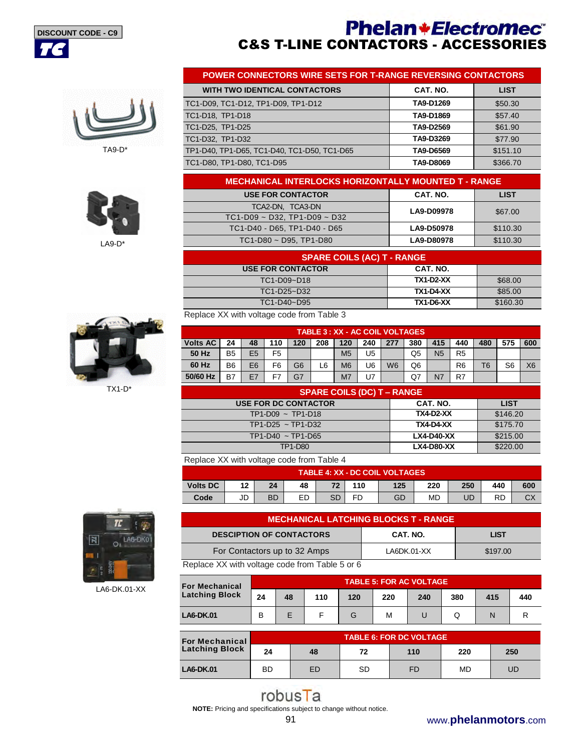DISCOUNT CODE - C9

# Phelan Electromec

## C&S T-LINE CONTACTORS - ACCESSORIES

TA9-D*

### POWER CONNECTORS WIRE SETS FOR T-RANGE REVERSING CONTACTORS

| WITH TWO IDENTICAL CONTACTORS | CAT. NO. | LIST |
|---|---|---|
| TC1-D09, TC1-D12, TP1-D09, TP1-D12 | TA9-D1269 | $50.30 |
| TC1-D18, TP1-D18 | TA9-D1869 | $57.40 |
| TC1-D25, TP1-D25 | TA9-D2569 | $61.90 |
| TC1-D32, TP1-D32 | TA9-D3269 | $77.90 |
| TP1-D40, TP1-D65, TC1-D40, TC1-D50, TC1-D65 | TA9-D6569 | $151.10 |
| TC1-D80, TP1-D80, TC1-D95 | TA9-D8069 | $366.70 |

LA9-D*

### MECHANICAL INTERLOCKS HORIZONTALLY MOUNTED T - RANGE

| USE FOR CONTACTOR | CAT. NO. | LIST |
|---|---|---|
| TCA2-DN, TCA3-DN<br>TC1-D09 ~ D32, TP1-D09 ~ D32 | LA9-D09978 | $67.00 |
| TC1-D40 - D65, TP1-D40 - D65 | LA9-D50978 | $110.30 |
| TC1-D80 ~ D95, TP1-D80 | LA9-D80978 | $110.30 |

TX1-D*

### SPARE COILS (AC) T - RANGE

| USE FOR CONTACTOR | CAT. NO. | |
|---|---|---|
| TC1-D09~D18 | TX1-D2-XX | $68.00 |
| TC1-D25~D32 | TX1-D4-XX | $85.00 |
| TC1-D40~D95 | TX1-D6-XX | $160.30 |

Replace XX with voltage code from Table 3

### TABLE 3 : XX - AC COIL VOLTAGES

| Volts AC | 24 | 48 | 110 | 120 | 208 | 120 | 240 | 277 | 380 | 415 | 440 | 480 | 575 | 600 |
|---|---|---|---|---|---|---|---|---|---|---|---|---|---|---|
| 50 Hz | B5 | E5 | F5 | | | M5 | U5 | | Q5 | N5 | R5 | | | |
| 60 Hz | B6 | E6 | F6 | G6 | L6 | M6 | U6 | W6 | Q6 | | R6 | T6 | S6 | X6 |
| 50/60 Hz | B7 | E7 | F7 | G7 | | M7 | U7 | | Q7 | N7 | R7 | | | |

### SPARE COILS (DC) T – RANGE

| USE FOR DC CONTACTOR | CAT. NO. | LIST |
|---|---|---|
| TP1-D09 ~ TP1-D18 | TX4-D2-XX | $146.20 |
| TP1-D25 ~ TP1-D32 | TX4-D4-XX | $175.70 |
| TP1-D40 ~ TP1-D65 | LX4-D40-XX | $215.00 |
| TP1-D80 | LX4-D80-XX | $220.00 |

Replace XX with voltage code from Table 4

### TABLE 4: XX - DC COIL VOLTAGES

| Volts DC | 12 | 24 | 48 | 72 | 110 | 125 | 220 | 250 | 440 | 600 |
|---|---|---|---|---|---|---|---|---|---|---|
| Code | JD | BD | ED | SD | FD | GD | MD | UD | RD | CX |

LA6-DK.01-XX

### MECHANICAL LATCHING BLOCKS T - RANGE

| DESCIPTION OF CONTACTORS | CAT. NO. | LIST |
|---|---|---|
| For Contactors up to 32 Amps | LA6DK.01-XX | $197.00 |

Replace XX with voltage code from Table 5 or 6

| For Mechanical Latching Block | TABLE 5: FOR AC VOLTAGE | | | | | | | | |
|---|---|---|---|---|---|---|---|---|---|
| | 24 | 48 | 110 | 120 | 220 | 240 | 380 | 415 | 440 |
| LA6-DK.01 | B | E | F | G | M | U | Q | N | R |

| For Mechanical Latching Block | TABLE 6: FOR DC VOLTAGE | | | | | |
|---|---|---|---|---|---|---|
| | 24 | 48 | 72 | 110 | 220 | 250 |
| LA6-DK.01 | BD | ED | SD | FD | MD | UD |

robusTa

**NOTE:** Pricing and specifications subject to change without notice.

www.phelanmotors.com